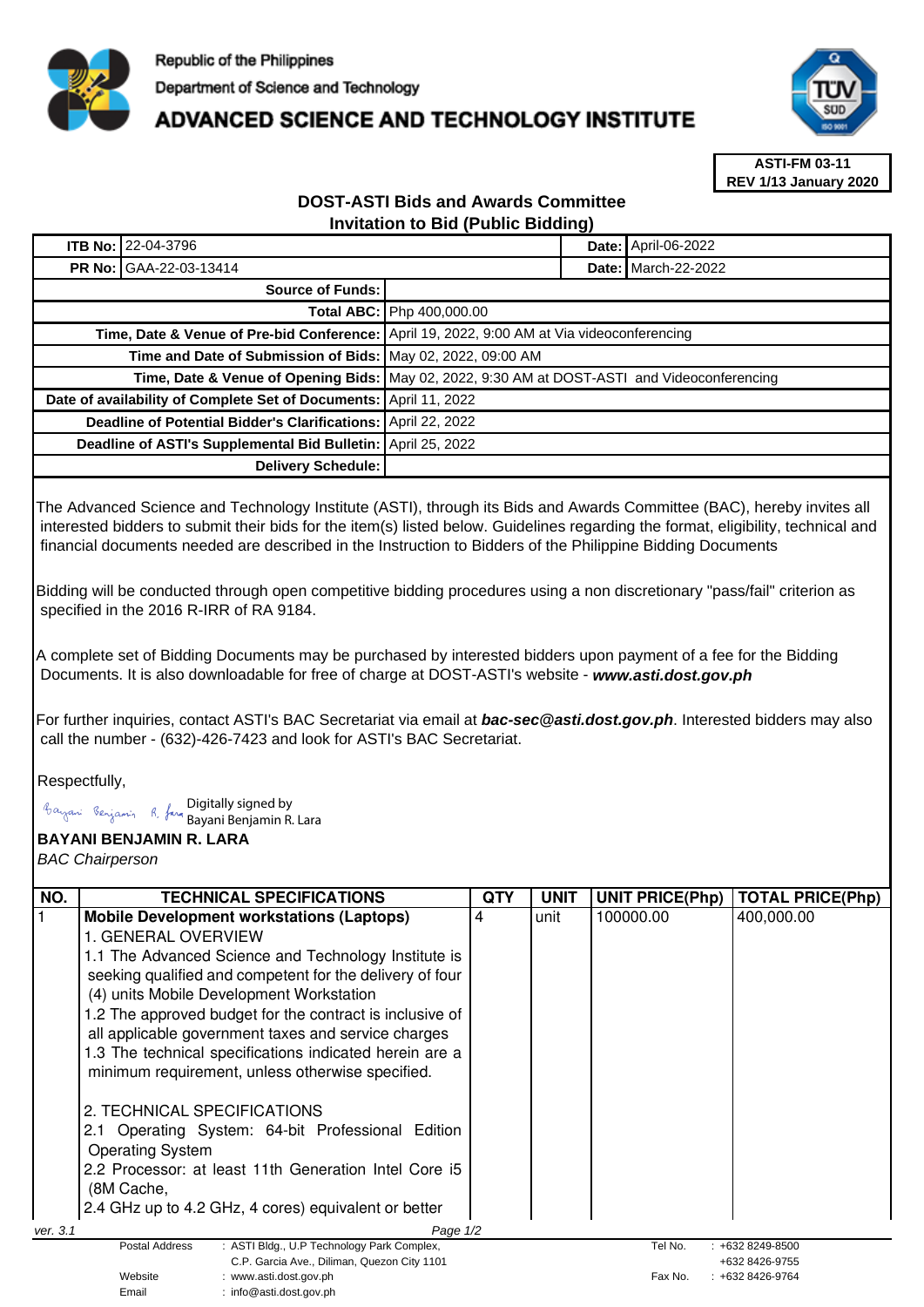Republic of the Philippines

Department of Science and Technology

# ADVANCED SCIENCE AND TECHNOLOGY INSTITUTE

**ASTI-FM 03-11**
**REV 1/13 January 2020**

## DOST-ASTI Bids and Awards Committee
## Invitation to Bid (Public Bidding)

| | | | |
|---|---|---|---|
| **ITB No:** | 22-04-3796 | **Date:** | April-06-2022 |
| **PR No:** | GAA-22-03-13414 | **Date:** | March-22-2022 |

| | |
|---|---|
| **Source of Funds:** | |
| **Total ABC:** | Php 400,000.00 |
| **Time, Date & Venue of Pre-bid Conference:** | April 19, 2022, 9:00 AM at Via videoconferencing |
| **Time and Date of Submission of Bids:** | May 02, 2022, 09:00 AM |
| **Time, Date & Venue of Opening Bids:** | May 02, 2022, 9:30 AM at DOST-ASTI and Videoconferencing |
| **Date of availability of Complete Set of Documents:** | April 11, 2022 |
| **Deadline of Potential Bidder's Clarifications:** | April 22, 2022 |
| **Deadline of ASTI's Supplemental Bid Bulletin:** | April 25, 2022 |
| **Delivery Schedule:** | |

The Advanced Science and Technology Institute (ASTI), through its Bids and Awards Committee (BAC), hereby invites all interested bidders to submit their bids for the item(s) listed below. Guidelines regarding the format, eligibility, technical and financial documents needed are described in the Instruction to Bidders of the Philippine Bidding Documents

Bidding will be conducted through open competitive bidding procedures using a non discretionary "pass/fail" criterion as specified in the 2016 R-IRR of RA 9184.

A complete set of Bidding Documents may be purchased by interested bidders upon payment of a fee for the Bidding Documents. It is also downloadable for free of charge at DOST-ASTI's website - ***www.asti.dost.gov.ph***

For further inquiries, contact ASTI's BAC Secretariat via email at ***bac-sec@asti.dost.gov.ph***. Interested bidders may also call the number - (632)-426-7423 and look for ASTI's BAC Secretariat.

Respectfully,

Digitally signed by Bayani Benjamin R. Lara

**BAYANI BENJAMIN R. LARA**
*BAC Chairperson*

| NO. | TECHNICAL SPECIFICATIONS | QTY | UNIT | UNIT PRICE(Php) | TOTAL PRICE(Php) |
|---|---|---|---|---|---|
| 1 | **Mobile Development workstations (Laptops)**<br>1. GENERAL OVERVIEW<br>1.1 The Advanced Science and Technology Institute is seeking qualified and competent for the delivery of four (4) units Mobile Development Workstation<br>1.2 The approved budget for the contract is inclusive of all applicable government taxes and service charges<br>1.3 The technical specifications indicated herein are a minimum requirement, unless otherwise specified.<br><br>2. TECHNICAL SPECIFICATIONS<br>2.1 Operating System: 64-bit Professional Edition Operating System<br>2.2 Processor: at least 11th Generation Intel Core i5 (8M Cache,<br>2.4 GHz up to 4.2 GHz, 4 cores) equivalent or better | 4 | unit | 100000.00 | 400,000.00 |

ver. 3.1

Postal Address : ASTI Bldg., U.P Technology Park Complex, C.P. Garcia Ave., Diliman, Quezon City 1101
Website : www.asti.dost.gov.ph
Email : info@asti.dost.gov.ph
Tel No. : +632 8249-8500, +632 8426-9755
Fax No. : +632 8426-9764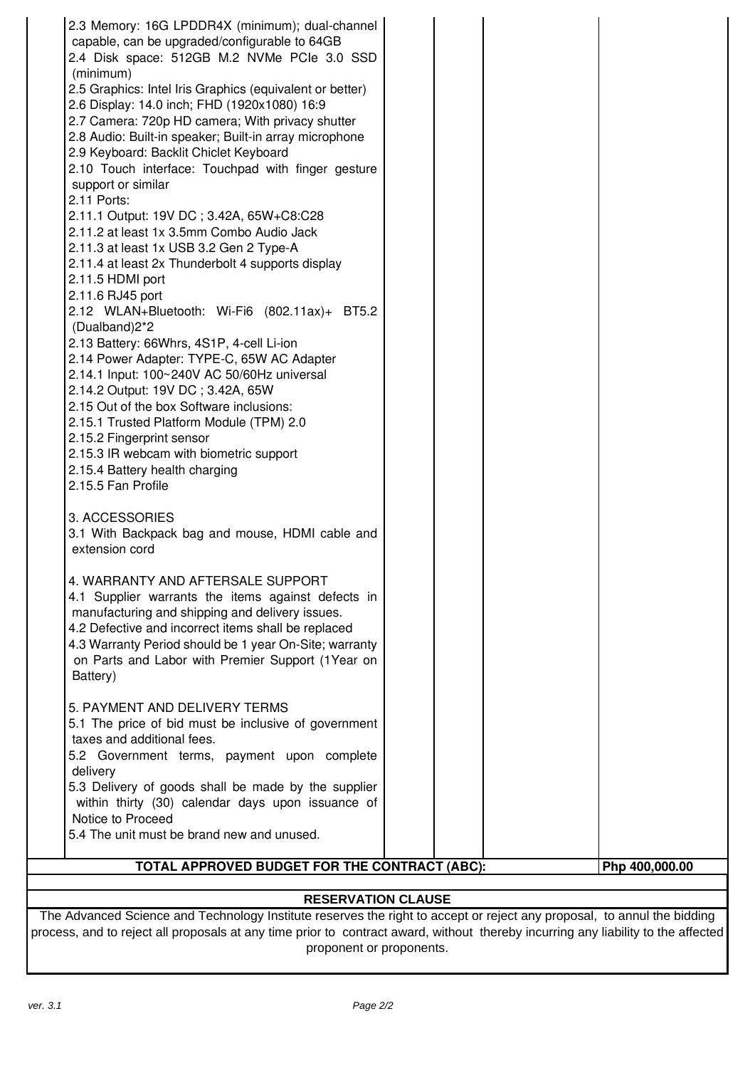| | | | | |
|---|---|---|---|---|
| 2.3 Memory: 16G LPDDR4X (minimum); dual-channel capable, can be upgraded/configurable to 64GB<br>2.4 Disk space: 512GB M.2 NVMe PCIe 3.0 SSD (minimum)<br>2.5 Graphics: Intel Iris Graphics (equivalent or better)<br>2.6 Display: 14.0 inch; FHD (1920x1080) 16:9<br>2.7 Camera: 720p HD camera; With privacy shutter<br>2.8 Audio: Built-in speaker; Built-in array microphone<br>2.9 Keyboard: Backlit Chiclet Keyboard<br>2.10 Touch interface: Touchpad with finger gesture support or similar<br>2.11 Ports:<br>2.11.1 Output: 19V DC ; 3.42A, 65W+C8:C28<br>2.11.2 at least 1x 3.5mm Combo Audio Jack<br>2.11.3 at least 1x USB 3.2 Gen 2 Type-A<br>2.11.4 at least 2x Thunderbolt 4 supports display<br>2.11.5 HDMI port<br>2.11.6 RJ45 port<br>2.12 WLAN+Bluetooth: Wi-Fi6 (802.11ax)+ BT5.2 (Dualband)2*2<br>2.13 Battery: 66Whrs, 4S1P, 4-cell Li-ion<br>2.14 Power Adapter: TYPE-C, 65W AC Adapter<br>2.14.1 Input: 100~240V AC 50/60Hz universal<br>2.14.2 Output: 19V DC ; 3.42A, 65W<br>2.15 Out of the box Software inclusions:<br>2.15.1 Trusted Platform Module (TPM) 2.0<br>2.15.2 Fingerprint sensor<br>2.15.3 IR webcam with biometric support<br>2.15.4 Battery health charging<br>2.15.5 Fan Profile<br><br>3. ACCESSORIES<br>3.1 With Backpack bag and mouse, HDMI cable and extension cord<br><br>4. WARRANTY AND AFTERSALE SUPPORT<br>4.1 Supplier warrants the items against defects in manufacturing and shipping and delivery issues.<br>4.2 Defective and incorrect items shall be replaced<br>4.3 Warranty Period should be 1 year On-Site; warranty on Parts and Labor with Premier Support (1Year on Battery)<br><br>5. PAYMENT AND DELIVERY TERMS<br>5.1 The price of bid must be inclusive of government taxes and additional fees.<br>5.2 Government terms, payment upon complete delivery<br>5.3 Delivery of goods shall be made by the supplier within thirty (30) calendar days upon issuance of Notice to Proceed<br>5.4 The unit must be brand new and unused. | | | | |
| **TOTAL APPROVED BUDGET FOR THE CONTRACT (ABC):** | | | | **Php 400,000.00** |

**RESERVATION CLAUSE**

The Advanced Science and Technology Institute reserves the right to accept or reject any proposal, to annul the bidding process, and to reject all proposals at any time prior to contract award, without thereby incurring any liability to the affected proponent or proponents.

*ver. 3.1*